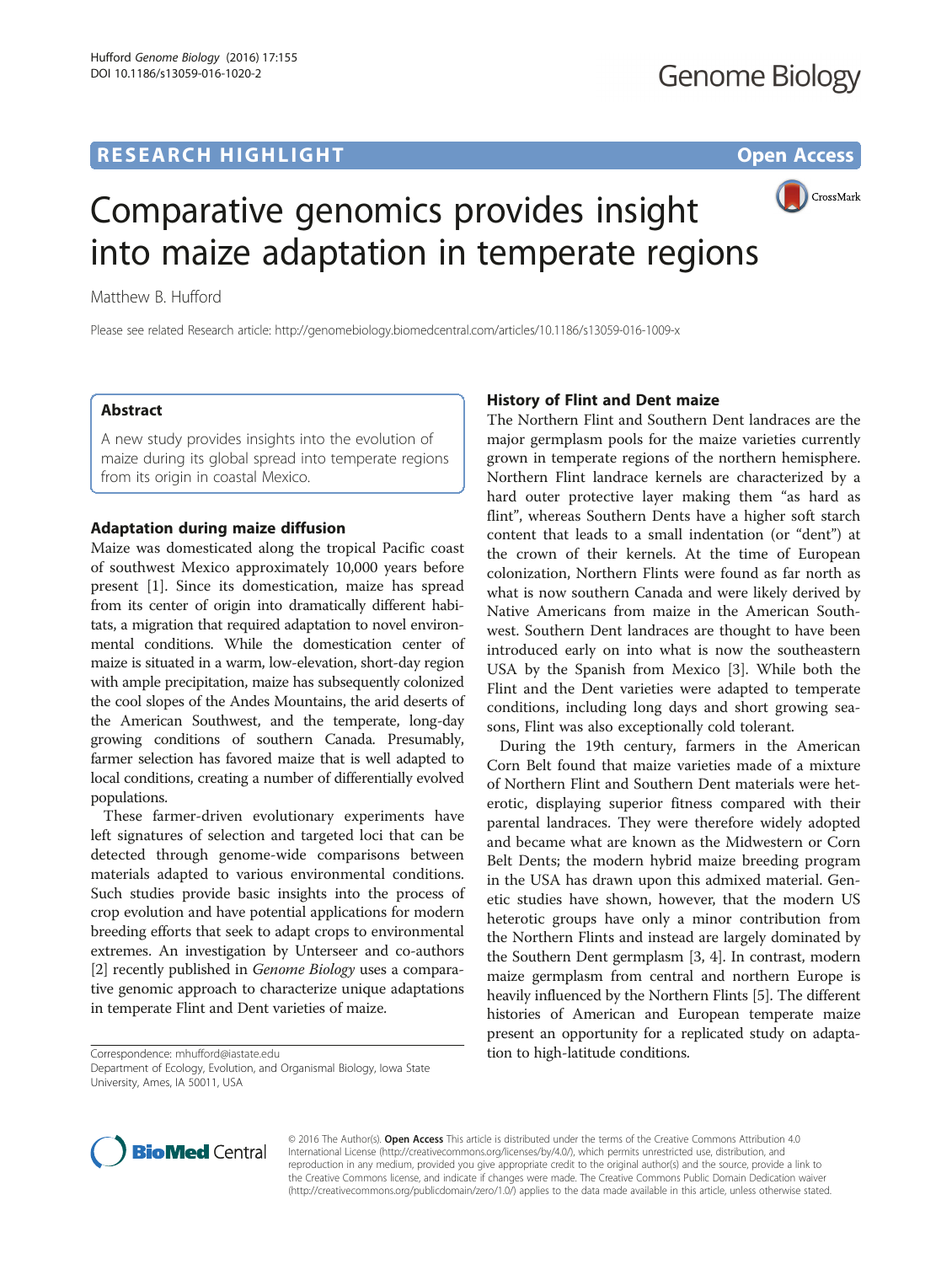RESEARCH HIGHLIGHT

Open Access

# Comparative genomics provides insight into maize adaptation in temperate regions

Matthew B. Hufford

Please see related Research article: http://genomebiology.biomedcentral.com/articles/10.1186/s13059-016-1009-x

## Abstract

A new study provides insights into the evolution of maize during its global spread into temperate regions from its origin in coastal Mexico.

## Adaptation during maize diffusion

Maize was domesticated along the tropical Pacific coast of southwest Mexico approximately 10,000 years before present [1]. Since its domestication, maize has spread from its center of origin into dramatically different habitats, a migration that required adaptation to novel environmental conditions. While the domestication center of maize is situated in a warm, low-elevation, short-day region with ample precipitation, maize has subsequently colonized the cool slopes of the Andes Mountains, the arid deserts of the American Southwest, and the temperate, long-day growing conditions of southern Canada. Presumably, farmer selection has favored maize that is well adapted to local conditions, creating a number of differentially evolved populations.

These farmer-driven evolutionary experiments have left signatures of selection and targeted loci that can be detected through genome-wide comparisons between materials adapted to various environmental conditions. Such studies provide basic insights into the process of crop evolution and have potential applications for modern breeding efforts that seek to adapt crops to environmental extremes. An investigation by Unterseer and co-authors [2] recently published in *Genome Biology* uses a comparative genomic approach to characterize unique adaptations in temperate Flint and Dent varieties of maize.

Correspondence: mhufford@iastate.edu
Department of Ecology, Evolution, and Organismal Biology, Iowa State University, Ames, IA 50011, USA

## History of Flint and Dent maize

The Northern Flint and Southern Dent landraces are the major germplasm pools for the maize varieties currently grown in temperate regions of the northern hemisphere. Northern Flint landrace kernels are characterized by a hard outer protective layer making them "as hard as flint", whereas Southern Dents have a higher soft starch content that leads to a small indentation (or "dent") at the crown of their kernels. At the time of European colonization, Northern Flints were found as far north as what is now southern Canada and were likely derived by Native Americans from maize in the American Southwest. Southern Dent landraces are thought to have been introduced early on into what is now the southeastern USA by the Spanish from Mexico [3]. While both the Flint and the Dent varieties were adapted to temperate conditions, including long days and short growing seasons, Flint was also exceptionally cold tolerant.

During the 19th century, farmers in the American Corn Belt found that maize varieties made of a mixture of Northern Flint and Southern Dent materials were heterotic, displaying superior fitness compared with their parental landraces. They were therefore widely adopted and became what are known as the Midwestern or Corn Belt Dents; the modern hybrid maize breeding program in the USA has drawn upon this admixed material. Genetic studies have shown, however, that the modern US heterotic groups have only a minor contribution from the Northern Flints and instead are largely dominated by the Southern Dent germplasm [3, 4]. In contrast, modern maize germplasm from central and northern Europe is heavily influenced by the Northern Flints [5]. The different histories of American and European temperate maize present an opportunity for a replicated study on adaptation to high-latitude conditions.

© 2016 The Author(s). **Open Access** This article is distributed under the terms of the Creative Commons Attribution 4.0 International License (http://creativecommons.org/licenses/by/4.0/), which permits unrestricted use, distribution, and reproduction in any medium, provided you give appropriate credit to the original author(s) and the source, provide a link to the Creative Commons license, and indicate if changes were made. The Creative Commons Public Domain Dedication waiver (http://creativecommons.org/publicdomain/zero/1.0/) applies to the data made available in this article, unless otherwise stated.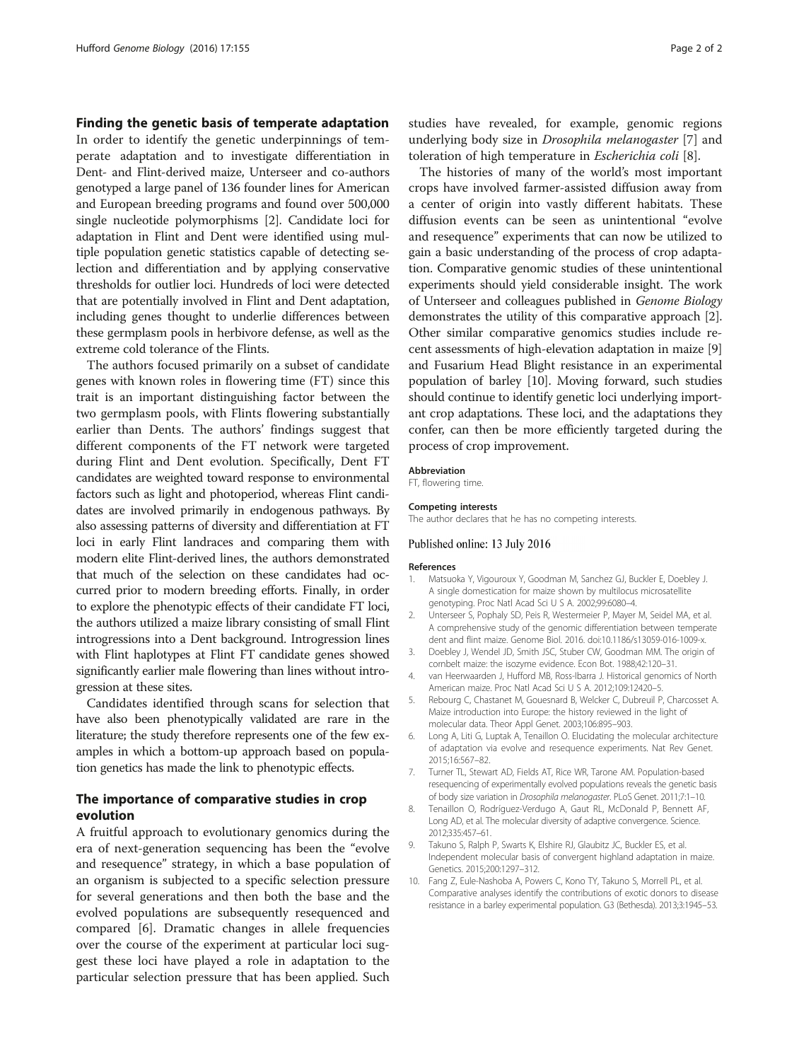## Finding the genetic basis of temperate adaptation

In order to identify the genetic underpinnings of temperate adaptation and to investigate differentiation in Dent- and Flint-derived maize, Unterseer and co-authors genotyped a large panel of 136 founder lines for American and European breeding programs and found over 500,000 single nucleotide polymorphisms [2]. Candidate loci for adaptation in Flint and Dent were identified using multiple population genetic statistics capable of detecting selection and differentiation and by applying conservative thresholds for outlier loci. Hundreds of loci were detected that are potentially involved in Flint and Dent adaptation, including genes thought to underlie differences between these germplasm pools in herbivore defense, as well as the extreme cold tolerance of the Flints.

The authors focused primarily on a subset of candidate genes with known roles in flowering time (FT) since this trait is an important distinguishing factor between the two germplasm pools, with Flints flowering substantially earlier than Dents. The authors' findings suggest that different components of the FT network were targeted during Flint and Dent evolution. Specifically, Dent FT candidates are weighted toward response to environmental factors such as light and photoperiod, whereas Flint candidates are involved primarily in endogenous pathways. By also assessing patterns of diversity and differentiation at FT loci in early Flint landraces and comparing them with modern elite Flint-derived lines, the authors demonstrated that much of the selection on these candidates had occurred prior to modern breeding efforts. Finally, in order to explore the phenotypic effects of their candidate FT loci, the authors utilized a maize library consisting of small Flint introgressions into a Dent background. Introgression lines with Flint haplotypes at Flint FT candidate genes showed significantly earlier male flowering than lines without introgression at these sites.

Candidates identified through scans for selection that have also been phenotypically validated are rare in the literature; the study therefore represents one of the few examples in which a bottom-up approach based on population genetics has made the link to phenotypic effects.

## The importance of comparative studies in crop evolution

A fruitful approach to evolutionary genomics during the era of next-generation sequencing has been the "evolve and resequence" strategy, in which a base population of an organism is subjected to a specific selection pressure for several generations and then both the base and the evolved populations are subsequently resequenced and compared [6]. Dramatic changes in allele frequencies over the course of the experiment at particular loci suggest these loci have played a role in adaptation to the particular selection pressure that has been applied. Such studies have revealed, for example, genomic regions underlying body size in *Drosophila melanogaster* [7] and toleration of high temperature in *Escherichia coli* [8].

The histories of many of the world's most important crops have involved farmer-assisted diffusion away from a center of origin into vastly different habitats. These diffusion events can be seen as unintentional "evolve and resequence" experiments that can now be utilized to gain a basic understanding of the process of crop adaptation. Comparative genomic studies of these unintentional experiments should yield considerable insight. The work of Unterseer and colleagues published in *Genome Biology* demonstrates the utility of this comparative approach [2]. Other similar comparative genomics studies include recent assessments of high-elevation adaptation in maize [9] and Fusarium Head Blight resistance in an experimental population of barley [10]. Moving forward, such studies should continue to identify genetic loci underlying important crop adaptations. These loci, and the adaptations they confer, can then be more efficiently targeted during the process of crop improvement.

#### Abbreviation

FT, flowering time.

#### Competing interests

The author declares that he has no competing interests.

Published online: 13 July 2016

#### References

1. Matsuoka Y, Vigouroux Y, Goodman M, Sanchez GJ, Buckler E, Doebley J. A single domestication for maize shown by multilocus microsatellite genotyping. Proc Natl Acad Sci U S A. 2002;99:6080–4.
2. Unterseer S, Pophaly SD, Peis R, Westermeier P, Mayer M, Seidel MA, et al. A comprehensive study of the genomic differentiation between temperate dent and flint maize. Genome Biol. 2016. doi:10.1186/s13059-016-1009-x.
3. Doebley J, Wendel JD, Smith JSC, Stuber CW, Goodman MM. The origin of cornbelt maize: the isozyme evidence. Econ Bot. 1988;42:120–31.
4. van Heerwaarden J, Hufford MB, Ross-Ibarra J. Historical genomics of North American maize. Proc Natl Acad Sci U S A. 2012;109:12420–5.
5. Rebourg C, Chastanet M, Gouesnard B, Welcker C, Dubreuil P, Charcosset A. Maize introduction into Europe: the history reviewed in the light of molecular data. Theor Appl Genet. 2003;106:895–903.
6. Long A, Liti G, Luptak A, Tenaillon O. Elucidating the molecular architecture of adaptation via evolve and resequence experiments. Nat Rev Genet. 2015;16:567–82.
7. Turner TL, Stewart AD, Fields AT, Rice WR, Tarone AM. Population-based resequencing of experimentally evolved populations reveals the genetic basis of body size variation in *Drosophila melanogaster*. PLoS Genet. 2011;7:1–10.
8. Tenaillon O, Rodríguez-Verdugo A, Gaut RL, McDonald P, Bennett AF, Long AD, et al. The molecular diversity of adaptive convergence. Science. 2012;335:457–61.
9. Takuno S, Ralph P, Swarts K, Elshire RJ, Glaubitz JC, Buckler ES, et al. Independent molecular basis of convergent highland adaptation in maize. Genetics. 2015;200:1297–312.
10. Fang Z, Eule-Nashoba A, Powers C, Kono TY, Takuno S, Morrell PL, et al. Comparative analyses identify the contributions of exotic donors to disease resistance in a barley experimental population. G3 (Bethesda). 2013;3:1945–53.